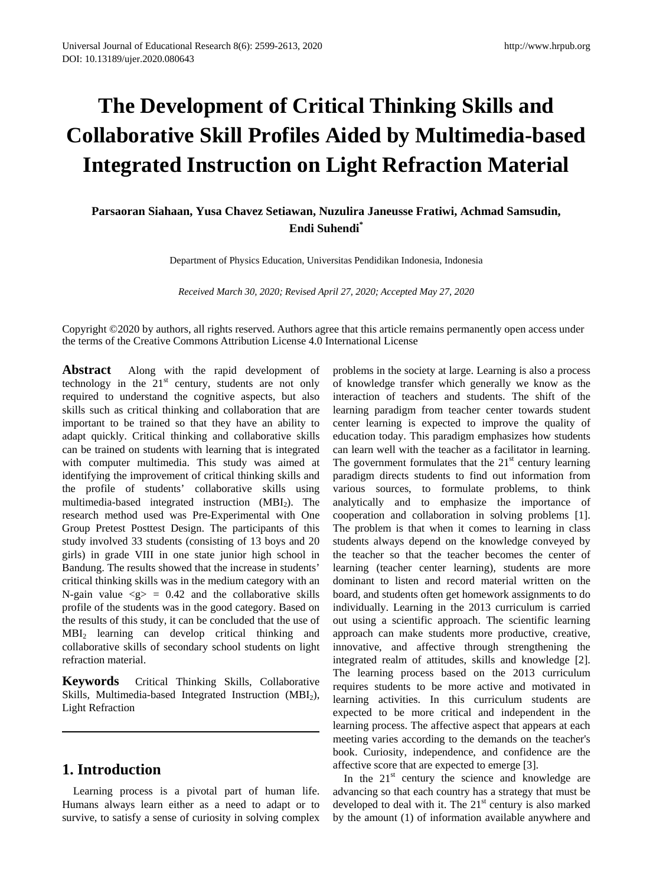# The Development of Critical Thinking Skills and Collaborative Skill Profiles Aided by Multimedia-based Integrated Instruction on Light Refraction Material

**Parsaoran Siahaan, Yusa Chavez Setiawan, Nuzulira Janeusse Fratiwi, Achmad Samsudin, Endi Suhendi***

Department of Physics Education, Universitas Pendidikan Indonesia, Indonesia

*Received March 30, 2020; Revised April 27, 2020; Accepted May 27, 2020*

Copyright ©2020 by authors, all rights reserved. Authors agree that this article remains permanently open access under the terms of the Creative Commons Attribution License 4.0 International License

**Abstract** Along with the rapid development of technology in the 21st century, students are not only required to understand the cognitive aspects, but also skills such as critical thinking and collaboration that are important to be trained so that they have an ability to adapt quickly. Critical thinking and collaborative skills can be trained on students with learning that is integrated with computer multimedia. This study was aimed at identifying the improvement of critical thinking skills and the profile of students' collaborative skills using multimedia-based integrated instruction ($MBI_2$). The research method used was Pre-Experimental with One Group Pretest Posttest Design. The participants of this study involved 33 students (consisting of 13 boys and 20 girls) in grade VIII in one state junior high school in Bandung. The results showed that the increase in students' critical thinking skills was in the medium category with an N-gain value $\langle g \rangle = 0.42$ and the collaborative skills profile of the students was in the good category. Based on the results of this study, it can be concluded that the use of $MBI_2$ learning can develop critical thinking and collaborative skills of secondary school students on light refraction material.

**Keywords** Critical Thinking Skills, Collaborative Skills, Multimedia-based Integrated Instruction ($MBI_2$), Light Refraction

## 1. Introduction

Learning process is a pivotal part of human life. Humans always learn either as a need to adapt or to survive, to satisfy a sense of curiosity in solving complex problems in the society at large. Learning is also a process of knowledge transfer which generally we know as the interaction of teachers and students. The shift of the learning paradigm from teacher center towards student center learning is expected to improve the quality of education today. This paradigm emphasizes how students can learn well with the teacher as a facilitator in learning. The government formulates that the 21st century learning paradigm directs students to find out information from various sources, to formulate problems, to think analytically and to emphasize the importance of cooperation and collaboration in solving problems [1]. The problem is that when it comes to learning in class students always depend on the knowledge conveyed by the teacher so that the teacher becomes the center of learning (teacher center learning), students are more dominant to listen and record material written on the board, and students often get homework assignments to do individually. Learning in the 2013 curriculum is carried out using a scientific approach. The scientific learning approach can make students more productive, creative, innovative, and affective through strengthening the integrated realm of attitudes, skills and knowledge [2]. The learning process based on the 2013 curriculum requires students to be more active and motivated in learning activities. In this curriculum students are expected to be more critical and independent in the learning process. The affective aspect that appears at each meeting varies according to the demands on the teacher's book. Curiosity, independence, and confidence are the affective score that are expected to emerge [3].

In the 21st century the science and knowledge are advancing so that each country has a strategy that must be developed to deal with it. The 21st century is also marked by the amount (1) of information available anywhere and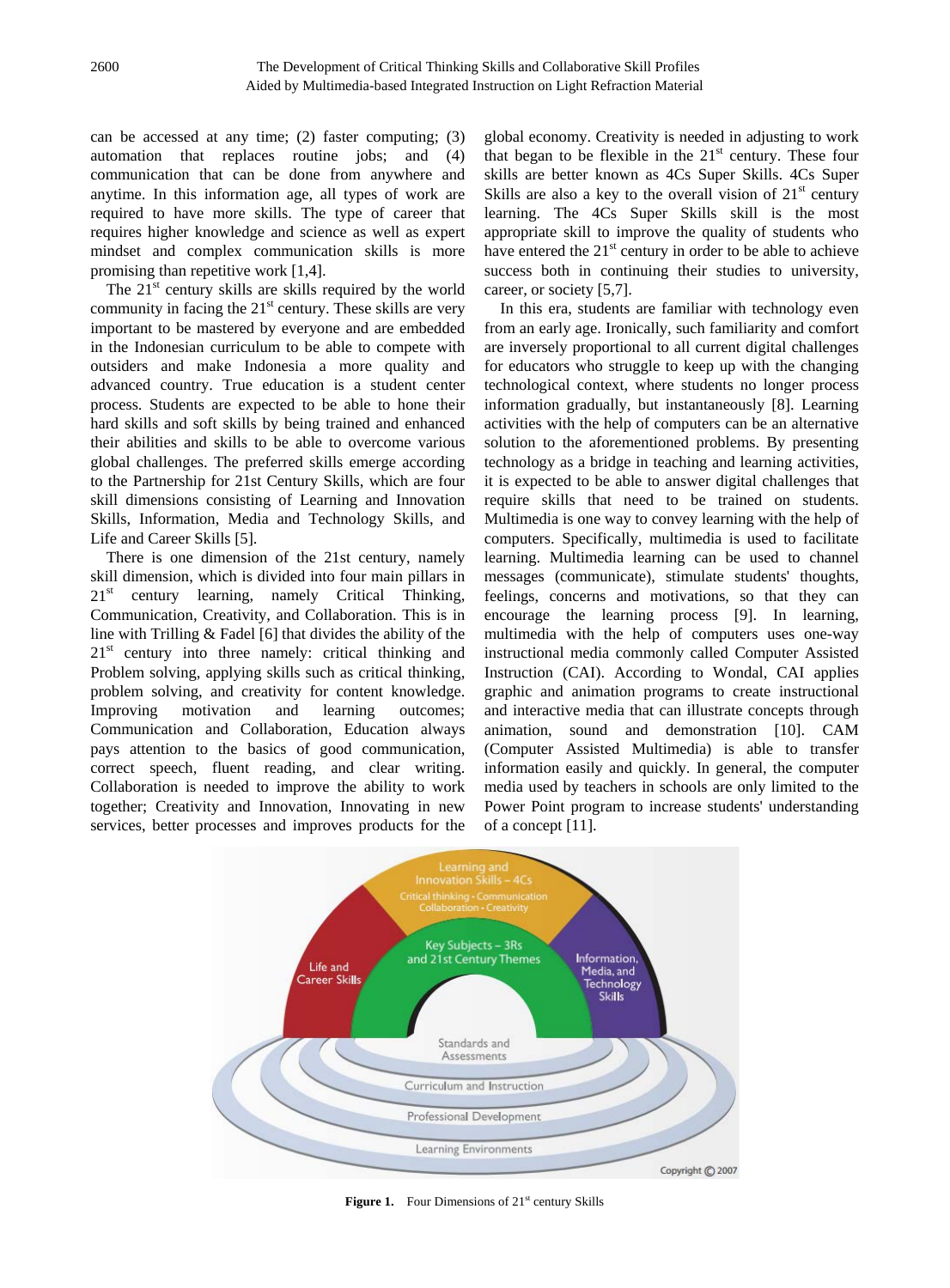can be accessed at any time; (2) faster computing; (3) automation that replaces routine jobs; and (4) communication that can be done from anywhere and anytime. In this information age, all types of work are required to have more skills. The type of career that requires higher knowledge and science as well as expert mindset and complex communication skills is more promising than repetitive work [1,4].

The 21st century skills are skills required by the world community in facing the 21st century. These skills are very important to be mastered by everyone and are embedded in the Indonesian curriculum to be able to compete with outsiders and make Indonesia a more quality and advanced country. True education is a student center process. Students are expected to be able to hone their hard skills and soft skills by being trained and enhanced their abilities and skills to be able to overcome various global challenges. The preferred skills emerge according to the Partnership for 21st Century Skills, which are four skill dimensions consisting of Learning and Innovation Skills, Information, Media and Technology Skills, and Life and Career Skills [5].

There is one dimension of the 21st century, namely skill dimension, which is divided into four main pillars in 21st century learning, namely Critical Thinking, Communication, Creativity, and Collaboration. This is in line with Trilling & Fadel [6] that divides the ability of the 21st century into three namely: critical thinking and Problem solving, applying skills such as critical thinking, problem solving, and creativity for content knowledge. Improving motivation and learning outcomes; Communication and Collaboration, Education always pays attention to the basics of good communication, correct speech, fluent reading, and clear writing. Collaboration is needed to improve the ability to work together; Creativity and Innovation, Innovating in new services, better processes and improves products for the global economy. Creativity is needed in adjusting to work that began to be flexible in the 21st century. These four skills are better known as 4Cs Super Skills. 4Cs Super Skills are also a key to the overall vision of 21st century learning. The 4Cs Super Skills skill is the most appropriate skill to improve the quality of students who have entered the 21st century in order to be able to achieve success both in continuing their studies to university, career, or society [5,7].

In this era, students are familiar with technology even from an early age. Ironically, such familiarity and comfort are inversely proportional to all current digital challenges for educators who struggle to keep up with the changing technological context, where students no longer process information gradually, but instantaneously [8]. Learning activities with the help of computers can be an alternative solution to the aforementioned problems. By presenting technology as a bridge in teaching and learning activities, it is expected to be able to answer digital challenges that require skills that need to be trained on students. Multimedia is one way to convey learning with the help of computers. Specifically, multimedia is used to facilitate learning. Multimedia learning can be used to channel messages (communicate), stimulate students' thoughts, feelings, concerns and motivations, so that they can encourage the learning process [9]. In learning, multimedia with the help of computers uses one-way instructional media commonly called Computer Assisted Instruction (CAI). According to Wondal, CAI applies graphic and animation programs to create instructional and interactive media that can illustrate concepts through animation, sound and demonstration [10]. CAM (Computer Assisted Multimedia) is able to transfer information easily and quickly. In general, the computer media used by teachers in schools are only limited to the Power Point program to increase students' understanding of a concept [11].

**Figure 1.** Four Dimensions of 21st century Skills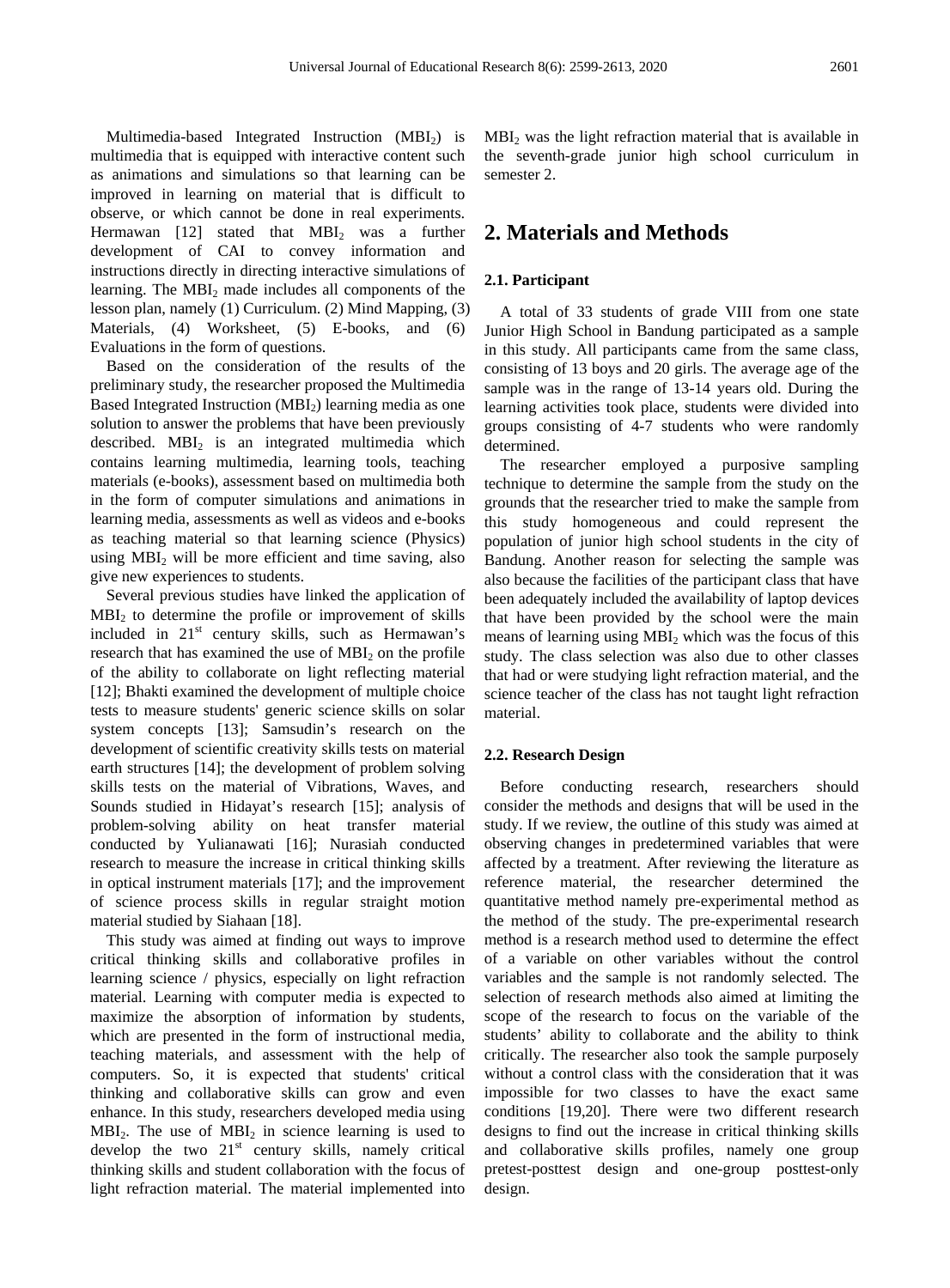Multimedia-based Integrated Instruction ($MBI_2$) is multimedia that is equipped with interactive content such as animations and simulations so that learning can be improved in learning on material that is difficult to observe, or which cannot be done in real experiments. Hermawan [12] stated that $MBI_2$ was a further development of CAI to convey information and instructions directly in directing interactive simulations of learning. The $MBI_2$ made includes all components of the lesson plan, namely (1) Curriculum. (2) Mind Mapping, (3) Materials, (4) Worksheet, (5) E-books, and (6) Evaluations in the form of questions.

Based on the consideration of the results of the preliminary study, the researcher proposed the Multimedia Based Integrated Instruction ($MBI_2$) learning media as one solution to answer the problems that have been previously described. $MBI_2$ is an integrated multimedia which contains learning multimedia, learning tools, teaching materials (e-books), assessment based on multimedia both in the form of computer simulations and animations in learning media, assessments as well as videos and e-books as teaching material so that learning science (Physics) using $MBI_2$ will be more efficient and time saving, also give new experiences to students.

Several previous studies have linked the application of $MBI_2$ to determine the profile or improvement of skills included in 21st century skills, such as Hermawan's research that has examined the use of $MBI_2$ on the profile of the ability to collaborate on light reflecting material [12]; Bhakti examined the development of multiple choice tests to measure students' generic science skills on solar system concepts [13]; Samsudin's research on the development of scientific creativity skills tests on material earth structures [14]; the development of problem solving skills tests on the material of Vibrations, Waves, and Sounds studied in Hidayat's research [15]; analysis of problem-solving ability on heat transfer material conducted by Yulianawati [16]; Nurasiah conducted research to measure the increase in critical thinking skills in optical instrument materials [17]; and the improvement of science process skills in regular straight motion material studied by Siahaan [18].

This study was aimed at finding out ways to improve critical thinking skills and collaborative profiles in learning science / physics, especially on light refraction material. Learning with computer media is expected to maximize the absorption of information by students, which are presented in the form of instructional media, teaching materials, and assessment with the help of computers. So, it is expected that students' critical thinking and collaborative skills can grow and even enhance. In this study, researchers developed media using $MBI_2$. The use of $MBI_2$ in science learning is used to develop the two 21st century skills, namely critical thinking skills and student collaboration with the focus of light refraction material. The material implemented into $MBI_2$ was the light refraction material that is available in the seventh-grade junior high school curriculum in semester 2.

## 2. Materials and Methods

### 2.1. Participant

A total of 33 students of grade VIII from one state Junior High School in Bandung participated as a sample in this study. All participants came from the same class, consisting of 13 boys and 20 girls. The average age of the sample was in the range of 13-14 years old. During the learning activities took place, students were divided into groups consisting of 4-7 students who were randomly determined.

The researcher employed a purposive sampling technique to determine the sample from the study on the grounds that the researcher tried to make the sample from this study homogeneous and could represent the population of junior high school students in the city of Bandung. Another reason for selecting the sample was also because the facilities of the participant class that have been adequately included the availability of laptop devices that have been provided by the school were the main means of learning using $MBI_2$ which was the focus of this study. The class selection was also due to other classes that had or were studying light refraction material, and the science teacher of the class has not taught light refraction material.

### 2.2. Research Design

Before conducting research, researchers should consider the methods and designs that will be used in the study. If we review, the outline of this study was aimed at observing changes in predetermined variables that were affected by a treatment. After reviewing the literature as reference material, the researcher determined the quantitative method namely pre-experimental method as the method of the study. The pre-experimental research method is a research method used to determine the effect of a variable on other variables without the control variables and the sample is not randomly selected. The selection of research methods also aimed at limiting the scope of the research to focus on the variable of the students' ability to collaborate and the ability to think critically. The researcher also took the sample purposely without a control class with the consideration that it was impossible for two classes to have the exact same conditions [19,20]. There were two different research designs to find out the increase in critical thinking skills and collaborative skills profiles, namely one group pretest-posttest design and one-group posttest-only design.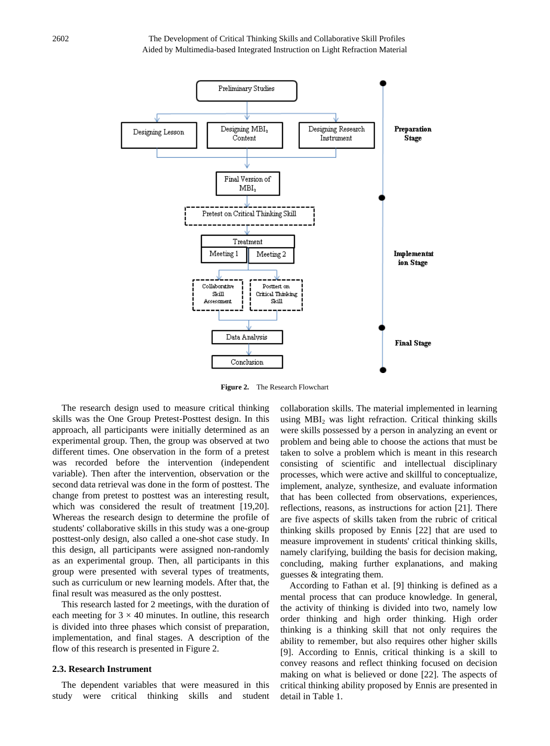Figure 2. The Research Flowchart

The research design used to measure critical thinking skills was the One Group Pretest-Posttest design. In this approach, all participants were initially determined as an experimental group. Then, the group was observed at two different times. One observation in the form of a pretest was recorded before the intervention (independent variable). Then after the intervention, observation or the second data retrieval was done in the form of posttest. The change from pretest to posttest was an interesting result, which was considered the result of treatment [19,20]. Whereas the research design to determine the profile of students' collaborative skills in this study was a one-group posttest-only design, also called a one-shot case study. In this design, all participants were assigned non-randomly as an experimental group. Then, all participants in this group were presented with several types of treatments, such as curriculum or new learning models. After that, the final result was measured as the only posttest.

This research lasted for 2 meetings, with the duration of each meeting for $3 \times 40$ minutes. In outline, this research is divided into three phases which consist of preparation, implementation, and final stages. A description of the flow of this research is presented in Figure 2.

### 2.3. Research Instrument

The dependent variables that were measured in this study were critical thinking skills and student collaboration skills. The material implemented in learning using $MBI_2$ was light refraction. Critical thinking skills were skills possessed by a person in analyzing an event or problem and being able to choose the actions that must be taken to solve a problem which is meant in this research consisting of scientific and intellectual disciplinary processes, which were active and skillful to conceptualize, implement, analyze, synthesize, and evaluate information that has been collected from observations, experiences, reflections, reasons, as instructions for action [21]. There are five aspects of skills taken from the rubric of critical thinking skills proposed by Ennis [22] that are used to measure improvement in students' critical thinking skills, namely clarifying, building the basis for decision making, concluding, making further explanations, and making guesses & integrating them.

According to Fathan et al. [9] thinking is defined as a mental process that can produce knowledge. In general, the activity of thinking is divided into two, namely low order thinking and high order thinking. High order thinking is a thinking skill that not only requires the ability to remember, but also requires other higher skills [9]. According to Ennis, critical thinking is a skill to convey reasons and reflect thinking focused on decision making on what is believed or done [22]. The aspects of critical thinking ability proposed by Ennis are presented in detail in Table 1.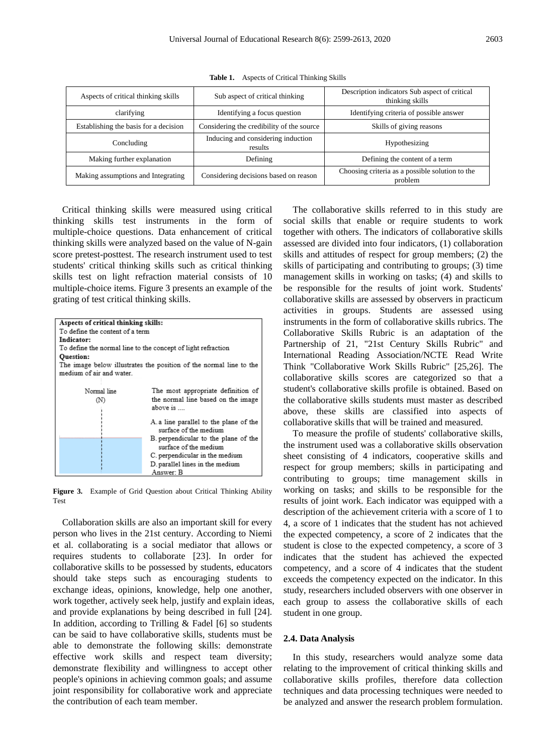**Table 1.** Aspects of Critical Thinking Skills

| Aspects of critical thinking skills | Sub aspect of critical thinking | Description indicators Sub aspect of critical thinking skills |
|---|---|---|
| clarifying | Identifying a focus question | Identifying criteria of possible answer |
| Establishing the basis for a decision | Considering the credibility of the source | Skills of giving reasons |
| Concluding | Inducing and considering induction results | Hypothesizing |
| Making further explanation | Defining | Defining the content of a term |
| Making assumptions and Integrating | Considering decisions based on reason | Choosing criteria as a possible solution to the problem |

Critical thinking skills were measured using critical thinking skills test instruments in the form of multiple-choice questions. Data enhancement of critical thinking skills were analyzed based on the value of N-gain score pretest-posttest. The research instrument used to test students' critical thinking skills such as critical thinking skills test on light refraction material consists of 10 multiple-choice items. Figure 3 presents an example of the grating of test critical thinking skills.

**Aspects of critical thinking skills:**
To define the content of a term
**Indicator:**
To define the normal line to the concept of light refraction
**Question:**
The image below illustrates the position of the normal line to the medium of air and water.

Normal line (N)

The most appropriate definition of the normal line based on the image above is ....

A. a line parallel to the plane of the surface of the medium
B. perpendicular to the plane of the surface of the medium
C. perpendicular in the medium
D. parallel lines in the medium
Answer: B

**Figure 3.** Example of Grid Question about Critical Thinking Ability Test

Collaboration skills are also an important skill for every person who lives in the 21st century. According to Niemi et al. collaborating is a social mediator that allows or requires students to collaborate [23]. In order for collaborative skills to be possessed by students, educators should take steps such as encouraging students to exchange ideas, opinions, knowledge, help one another, work together, actively seek help, justify and explain ideas, and provide explanations by being described in full [24]. In addition, according to Trilling & Fadel [6] so students can be said to have collaborative skills, students must be able to demonstrate the following skills: demonstrate effective work skills and respect team diversity; demonstrate flexibility and willingness to accept other people's opinions in achieving common goals; and assume joint responsibility for collaborative work and appreciate the contribution of each team member.

The collaborative skills referred to in this study are social skills that enable or require students to work together with others. The indicators of collaborative skills assessed are divided into four indicators, (1) collaboration skills and attitudes of respect for group members; (2) the skills of participating and contributing to groups; (3) time management skills in working on tasks; (4) and skills to be responsible for the results of joint work. Students' collaborative skills are assessed by observers in practicum activities in groups. Students are assessed using instruments in the form of collaborative skills rubrics. The Collaborative Skills Rubric is an adaptation of the Partnership of 21, "21st Century Skills Rubric" and International Reading Association/NCTE Read Write Think "Collaborative Work Skills Rubric" [25,26]. The collaborative skills scores are categorized so that a student's collaborative skills profile is obtained. Based on the collaborative skills students must master as described above, these skills are classified into aspects of collaborative skills that will be trained and measured.

To measure the profile of students' collaborative skills, the instrument used was a collaborative skills observation sheet consisting of 4 indicators, cooperative skills and respect for group members; skills in participating and contributing to groups; time management skills in working on tasks; and skills to be responsible for the results of joint work. Each indicator was equipped with a description of the achievement criteria with a score of 1 to 4, a score of 1 indicates that the student has not achieved the expected competency, a score of 2 indicates that the student is close to the expected competency, a score of 3 indicates that the student has achieved the expected competency, and a score of 4 indicates that the student exceeds the competency expected on the indicator. In this study, researchers included observers with one observer in each group to assess the collaborative skills of each student in one group.

### 2.4. Data Analysis

In this study, researchers would analyze some data relating to the improvement of critical thinking skills and collaborative skills profiles, therefore data collection techniques and data processing techniques were needed to be analyzed and answer the research problem formulation.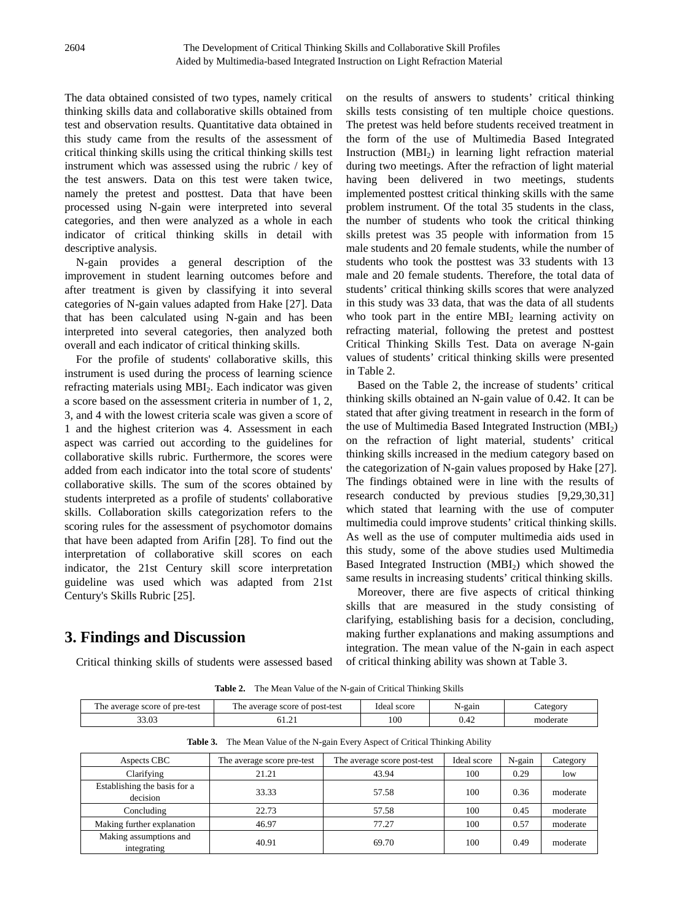The data obtained consisted of two types, namely critical thinking skills data and collaborative skills obtained from test and observation results. Quantitative data obtained in this study came from the results of the assessment of critical thinking skills using the critical thinking skills test instrument which was assessed using the rubric / key of the test answers. Data on this test were taken twice, namely the pretest and posttest. Data that have been processed using N-gain were interpreted into several categories, and then were analyzed as a whole in each indicator of critical thinking skills in detail with descriptive analysis.

N-gain provides a general description of the improvement in student learning outcomes before and after treatment is given by classifying it into several categories of N-gain values adapted from Hake [27]. Data that has been calculated using N-gain and has been interpreted into several categories, then analyzed both overall and each indicator of critical thinking skills.

For the profile of students' collaborative skills, this instrument is used during the process of learning science refracting materials using $MBI_2$. Each indicator was given a score based on the assessment criteria in number of 1, 2, 3, and 4 with the lowest criteria scale was given a score of 1 and the highest criterion was 4. Assessment in each aspect was carried out according to the guidelines for collaborative skills rubric. Furthermore, the scores were added from each indicator into the total score of students' collaborative skills. The sum of the scores obtained by students interpreted as a profile of students' collaborative skills. Collaboration skills categorization refers to the scoring rules for the assessment of psychomotor domains that have been adapted from Arifin [28]. To find out the interpretation of collaborative skill scores on each indicator, the 21st Century skill score interpretation guideline was used which was adapted from 21st Century's Skills Rubric [25].

# 3. Findings and Discussion

Critical thinking skills of students were assessed based on the results of answers to students' critical thinking skills tests consisting of ten multiple choice questions. The pretest was held before students received treatment in the form of the use of Multimedia Based Integrated Instruction ($MBI_2$) in learning light refraction material during two meetings. After the refraction of light material having been delivered in two meetings, students implemented posttest critical thinking skills with the same problem instrument. Of the total 35 students in the class, the number of students who took the critical thinking skills pretest was 35 people with information from 15 male students and 20 female students, while the number of students who took the posttest was 33 students with 13 male and 20 female students. Therefore, the total data of students' critical thinking skills scores that were analyzed in this study was 33 data, that was the data of all students who took part in the entire $MBI_2$ learning activity on refracting material, following the pretest and posttest Critical Thinking Skills Test. Data on average N-gain values of students' critical thinking skills were presented in Table 2.

Based on the Table 2, the increase of students' critical thinking skills obtained an N-gain value of 0.42. It can be stated that after giving treatment in research in the form of the use of Multimedia Based Integrated Instruction ($MBI_2$) on the refraction of light material, students' critical thinking skills increased in the medium category based on the categorization of N-gain values proposed by Hake [27]. The findings obtained were in line with the results of research conducted by previous studies [9,29,30,31] which stated that learning with the use of computer multimedia could improve students' critical thinking skills. As well as the use of computer multimedia aids used in this study, some of the above studies used Multimedia Based Integrated Instruction ($MBI_2$) which showed the same results in increasing students' critical thinking skills.

Moreover, there are five aspects of critical thinking skills that are measured in the study consisting of clarifying, establishing basis for a decision, concluding, making further explanations and making assumptions and integration. The mean value of the N-gain in each aspect of critical thinking ability was shown at Table 3.

**Table 2.** The Mean Value of the N-gain of Critical Thinking Skills

| The average score of pre-test | The average score of post-test | Ideal score | N-gain | Category |
|---|---|---|---|---|
| 33.03 | 61.21 | 100 | 0.42 | moderate |

**Table 3.** The Mean Value of the N-gain Every Aspect of Critical Thinking Ability

| Aspects CBC | The average score pre-test | The average score post-test | Ideal score | N-gain | Category |
|---|---|---|---|---|---|
| Clarifying | 21.21 | 43.94 | 100 | 0.29 | low |
| Establishing the basis for a decision | 33.33 | 57.58 | 100 | 0.36 | moderate |
| Concluding | 22.73 | 57.58 | 100 | 0.45 | moderate |
| Making further explanation | 46.97 | 77.27 | 100 | 0.57 | moderate |
| Making assumptions and integrating | 40.91 | 69.70 | 100 | 0.49 | moderate |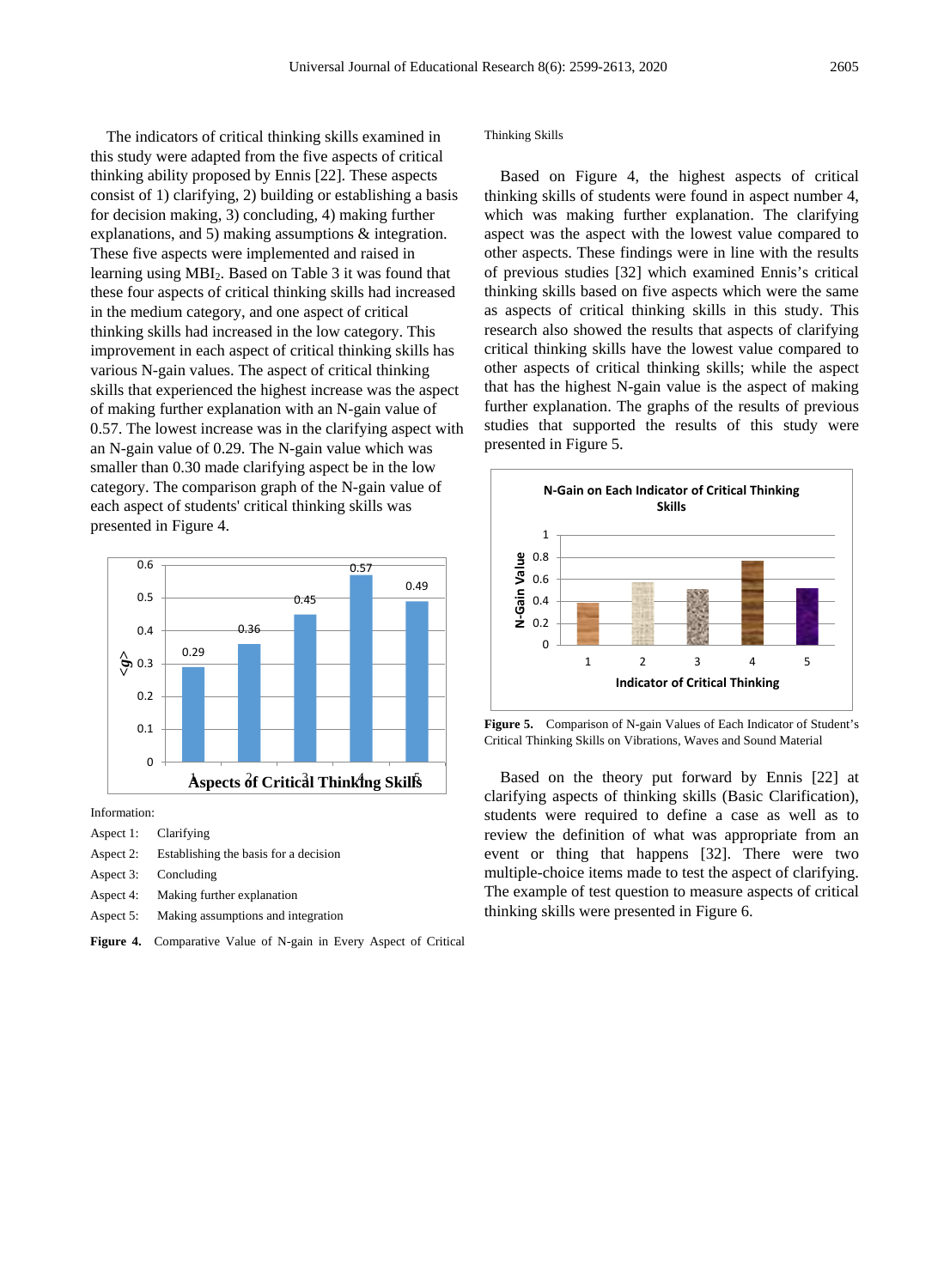The indicators of critical thinking skills examined in this study were adapted from the five aspects of critical thinking ability proposed by Ennis [22]. These aspects consist of 1) clarifying, 2) building or establishing a basis for decision making, 3) concluding, 4) making further explanations, and 5) making assumptions & integration. These five aspects were implemented and raised in learning using $MBI_2$. Based on Table 3 it was found that these four aspects of critical thinking skills had increased in the medium category, and one aspect of critical thinking skills had increased in the low category. This improvement in each aspect of critical thinking skills has various N-gain values. The aspect of critical thinking skills that experienced the highest increase was the aspect of making further explanation with an N-gain value of 0.57. The lowest increase was in the clarifying aspect with an N-gain value of 0.29. The N-gain value which was smaller than 0.30 made clarifying aspect be in the low category. The comparison graph of the N-gain value of each aspect of students' critical thinking skills was presented in Figure 4.

Information:

Aspect 1: Clarifying

Aspect 2: Establishing the basis for a decision

Aspect 3: Concluding

Aspect 4: Making further explanation

Aspect 5: Making assumptions and integration

**Figure 4.** Comparative Value of N-gain in Every Aspect of Critical Thinking Skills

Based on Figure 4, the highest aspects of critical thinking skills of students were found in aspect number 4, which was making further explanation. The clarifying aspect was the aspect with the lowest value compared to other aspects. These findings were in line with the results of previous studies [32] which examined Ennis's critical thinking skills based on five aspects which were the same as aspects of critical thinking skills in this study. This research also showed the results that aspects of clarifying critical thinking skills have the lowest value compared to other aspects of critical thinking skills; while the aspect that has the highest N-gain value is the aspect of making further explanation. The graphs of the results of previous studies that supported the results of this study were presented in Figure 5.

**Figure 5.** Comparison of N-gain Values of Each Indicator of Student's Critical Thinking Skills on Vibrations, Waves and Sound Material

Based on the theory put forward by Ennis [22] at clarifying aspects of thinking skills (Basic Clarification), students were required to define a case as well as to review the definition of what was appropriate from an event or thing that happens [32]. There were two multiple-choice items made to test the aspect of clarifying. The example of test question to measure aspects of critical thinking skills were presented in Figure 6.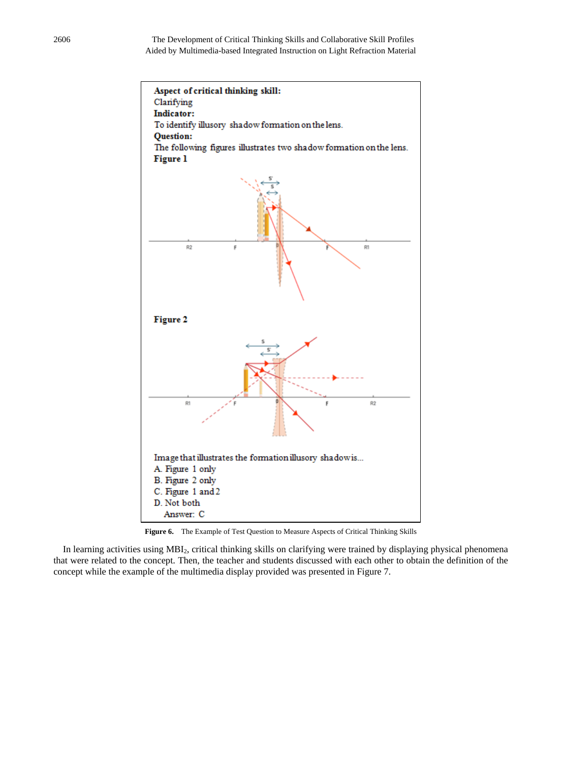**Aspect of critical thinking skill:**
Clarifying
**Indicator:**
To identify illusory shadow formation on the lens.
**Question:**
The following figures illustrates two shadow formation on the lens.
**Figure 1**

**Figure 2**

Image that illustrates the formation illusory shadow is...
A. Figure 1 only
B. Figure 2 only
C. Figure 1 and 2
D. Not both
Answer: C

**Figure 6.** The Example of Test Question to Measure Aspects of Critical Thinking Skills

In learning activities using $MBI_2$, critical thinking skills on clarifying were trained by displaying physical phenomena that were related to the concept. Then, the teacher and students discussed with each other to obtain the definition of the concept while the example of the multimedia display provided was presented in Figure 7.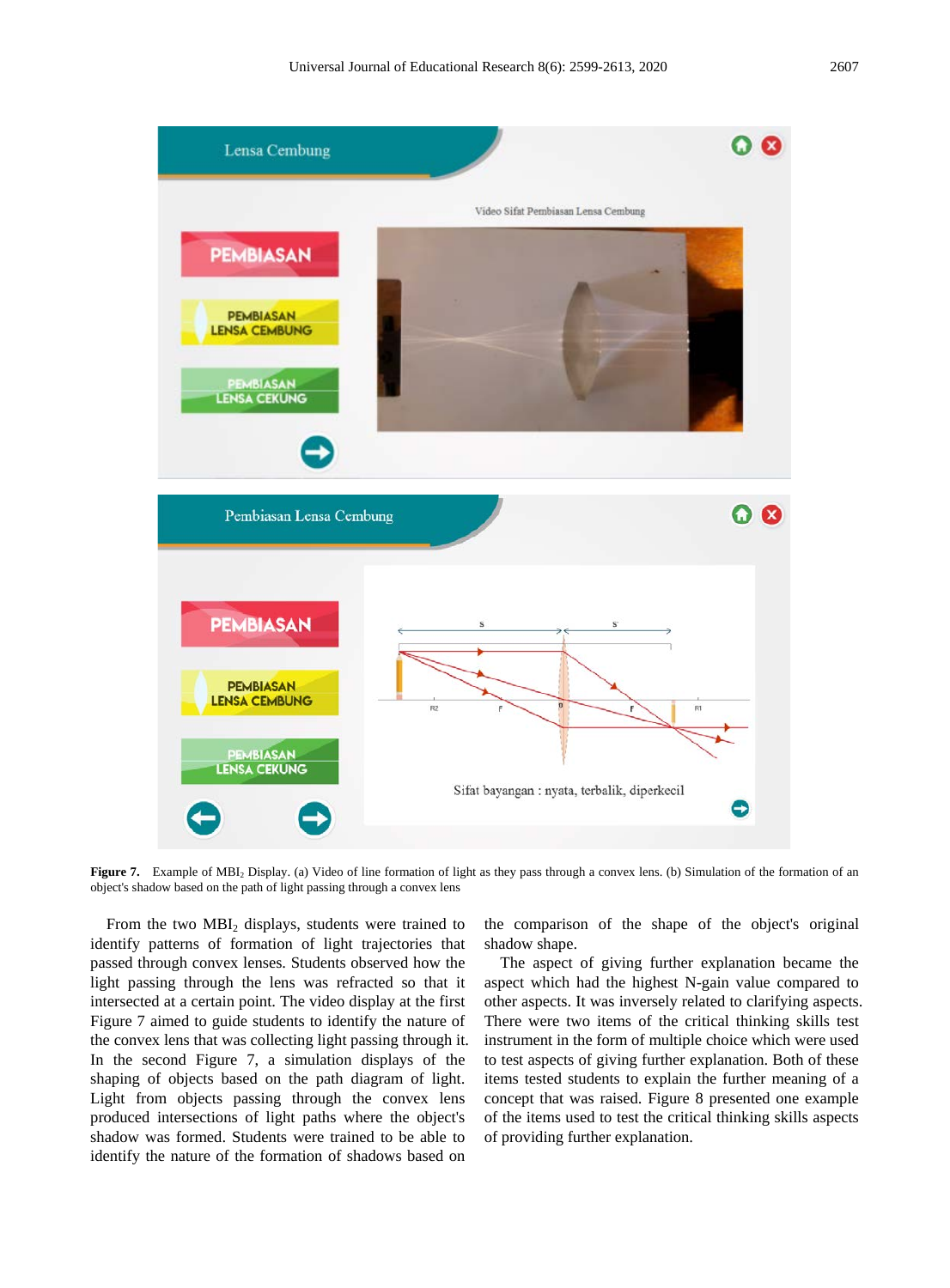**Figure 7.** Example of $MBI_2$ Display. (a) Video of line formation of light as they pass through a convex lens. (b) Simulation of the formation of an object's shadow based on the path of light passing through a convex lens

From the two $MBI_2$ displays, students were trained to identify patterns of formation of light trajectories that passed through convex lenses. Students observed how the light passing through the lens was refracted so that it intersected at a certain point. The video display at the first Figure 7 aimed to guide students to identify the nature of the convex lens that was collecting light passing through it. In the second Figure 7, a simulation displays of the shaping of objects based on the path diagram of light. Light from objects passing through the convex lens produced intersections of light paths where the object's shadow was formed. Students were trained to be able to identify the nature of the formation of shadows based on the comparison of the shape of the object's original shadow shape.

The aspect of giving further explanation became the aspect which had the highest N-gain value compared to other aspects. It was inversely related to clarifying aspects. There were two items of the critical thinking skills test instrument in the form of multiple choice which were used to test aspects of giving further explanation. Both of these items tested students to explain the further meaning of a concept that was raised. Figure 8 presented one example of the items used to test the critical thinking skills aspects of providing further explanation.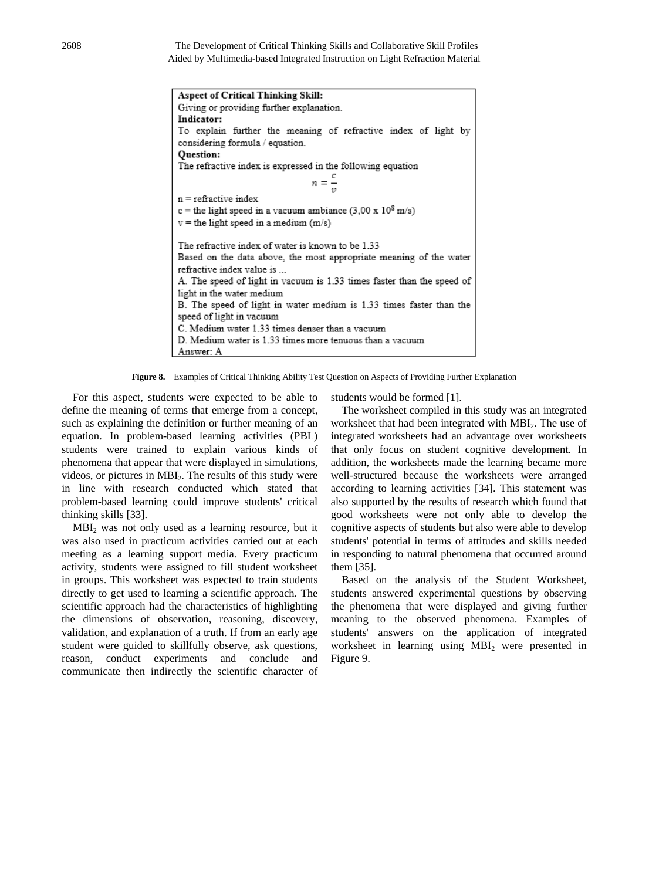**Aspect of Critical Thinking Skill:**
Giving or providing further explanation.
**Indicator:**
To explain further the meaning of refractive index of light by considering formula / equation.
**Question:**
The refractive index is expressed in the following equation

$$n = \frac{c}{v}$$

n = refractive index
c = the light speed in a vacuum ambiance ($3{,}00 \times 10^8$ m/s)
v = the light speed in a medium (m/s)

The refractive index of water is known to be 1.33
Based on the data above, the most appropriate meaning of the water refractive index value is ...
A. The speed of light in vacuum is 1.33 times faster than the speed of light in the water medium
B. The speed of light in water medium is 1.33 times faster than the speed of light in vacuum
C. Medium water 1.33 times denser than a vacuum
D. Medium water is 1.33 times more tenuous than a vacuum
Answer: A

**Figure 8.** Examples of Critical Thinking Ability Test Question on Aspects of Providing Further Explanation

For this aspect, students were expected to be able to define the meaning of terms that emerge from a concept, such as explaining the definition or further meaning of an equation. In problem-based learning activities (PBL) students were trained to explain various kinds of phenomena that appear that were displayed in simulations, videos, or pictures in $MBI_2$. The results of this study were in line with research conducted which stated that problem-based learning could improve students' critical thinking skills [33].

$MBI_2$ was not only used as a learning resource, but it was also used in practicum activities carried out at each meeting as a learning support media. Every practicum activity, students were assigned to fill student worksheet in groups. This worksheet was expected to train students directly to get used to learning a scientific approach. The scientific approach had the characteristics of highlighting the dimensions of observation, reasoning, discovery, validation, and explanation of a truth. If from an early age student were guided to skillfully observe, ask questions, reason, conduct experiments and conclude and communicate then indirectly the scientific character of students would be formed [1].

The worksheet compiled in this study was an integrated worksheet that had been integrated with $MBI_2$. The use of integrated worksheets had an advantage over worksheets that only focus on student cognitive development. In addition, the worksheets made the learning became more well-structured because the worksheets were arranged according to learning activities [34]. This statement was also supported by the results of research which found that good worksheets were not only able to develop the cognitive aspects of students but also were able to develop students' potential in terms of attitudes and skills needed in responding to natural phenomena that occurred around them [35].

Based on the analysis of the Student Worksheet, students answered experimental questions by observing the phenomena that were displayed and giving further meaning to the observed phenomena. Examples of students' answers on the application of integrated worksheet in learning using $MBI_2$ were presented in Figure 9.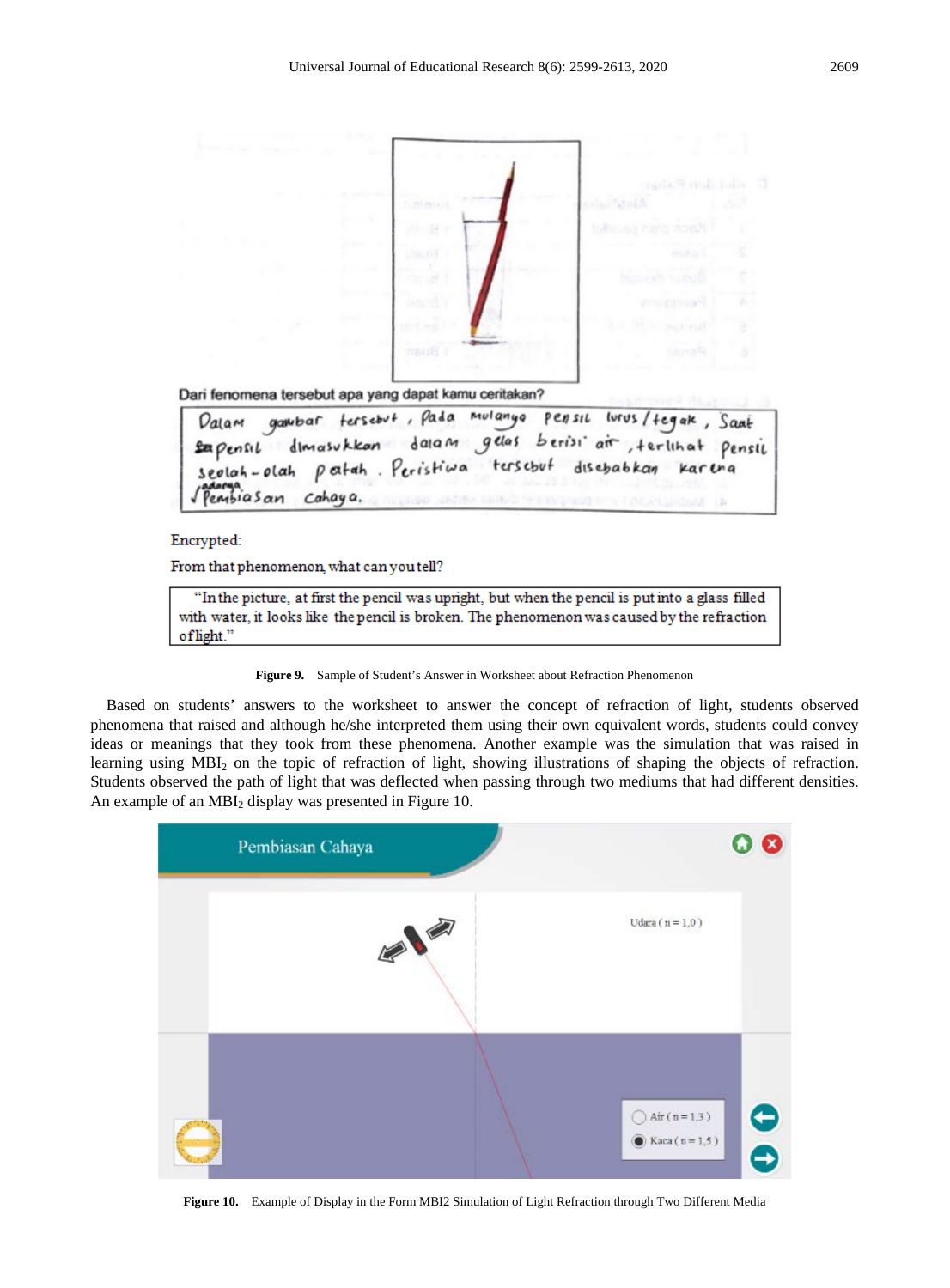Dari fenomena tersebut apa yang dapat kamu ceritakan?

Dalam gambar tersebut, Pada mulanya pensil lurus/tegak, Saat pensil dimasukkan dalam gelas berisi air, terlihat pensil seolah-olah patah. Peristiwa tersebut disebabkan karena adanya pembiasan cahaya.

Encrypted:

From that phenomenon, what can you tell?

"In the picture, at first the pencil was upright, but when the pencil is put into a glass filled with water, it looks like the pencil is broken. The phenomenon was caused by the refraction of light."

**Figure 9.** Sample of Student's Answer in Worksheet about Refraction Phenomenon

Based on students' answers to the worksheet to answer the concept of refraction of light, students observed phenomena that raised and although he/she interpreted them using their own equivalent words, students could convey ideas or meanings that they took from these phenomena. Another example was the simulation that was raised in learning using $MBI_2$ on the topic of refraction of light, showing illustrations of shaping the objects of refraction. Students observed the path of light that was deflected when passing through two mediums that had different densities. An example of an $MBI_2$ display was presented in Figure 10.

Pembiasan Cahaya

Udara ( n = 1,0 )

Air ( n = 1,3 )

Kaca ( n = 1,5 )

**Figure 10.** Example of Display in the Form MBI2 Simulation of Light Refraction through Two Different Media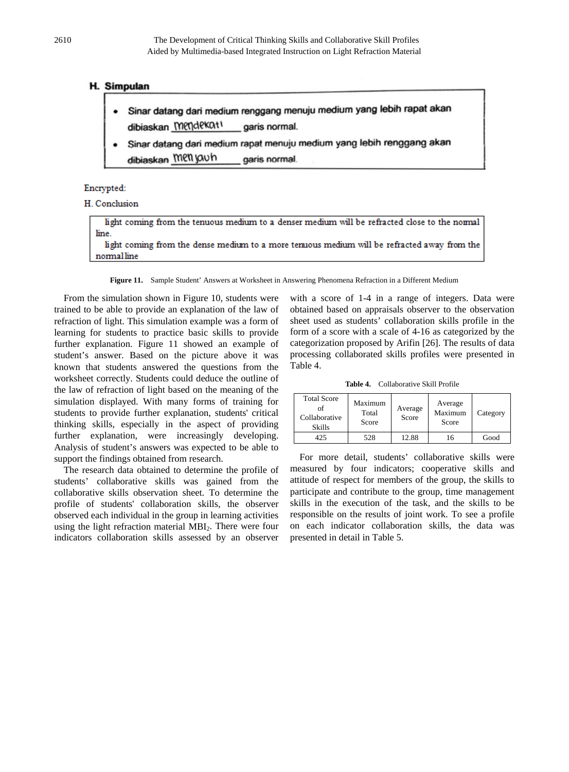**H. Simpulan**

- Sinar datang dari medium renggang menuju medium yang lebih rapat akan dibiaskan mendekati garis normal.
- Sinar datang dari medium rapat menuju medium yang lebih renggang akan dibiaskan menjauh garis normal.

Encrypted:

H. Conclusion

light coming from the tenuous medium to a denser medium will be refracted close to the normal line.
light coming from the dense medium to a more tenuous medium will be refracted away from the normal line

**Figure 11.** Sample Student' Answers at Worksheet in Answering Phenomena Refraction in a Different Medium

From the simulation shown in Figure 10, students were trained to be able to provide an explanation of the law of refraction of light. This simulation example was a form of learning for students to practice basic skills to provide further explanation. Figure 11 showed an example of student's answer. Based on the picture above it was known that students answered the questions from the worksheet correctly. Students could deduce the outline of the law of refraction of light based on the meaning of the simulation displayed. With many forms of training for students to provide further explanation, students' critical thinking skills, especially in the aspect of providing further explanation, were increasingly developing. Analysis of student's answers was expected to be able to support the findings obtained from research.

The research data obtained to determine the profile of students' collaborative skills was gained from the collaborative skills observation sheet. To determine the profile of students' collaboration skills, the observer observed each individual in the group in learning activities using the light refraction material $MBI_2$. There were four indicators collaboration skills assessed by an observer with a score of 1-4 in a range of integers. Data were obtained based on appraisals observer to the observation sheet used as students' collaboration skills profile in the form of a score with a scale of 4-16 as categorized by the categorization proposed by Arifin [26]. The results of data processing collaborated skills profiles were presented in Table 4.

**Table 4.** Collaborative Skill Profile

| Total Score of Collaborative Skills | Maximum Total Score | Average Score | Average Maximum Score | Category |
|---|---|---|---|---|
| 425 | 528 | 12.88 | 16 | Good |

For more detail, students' collaborative skills were measured by four indicators; cooperative skills and attitude of respect for members of the group, the skills to participate and contribute to the group, time management skills in the execution of the task, and the skills to be responsible on the results of joint work. To see a profile on each indicator collaboration skills, the data was presented in detail in Table 5.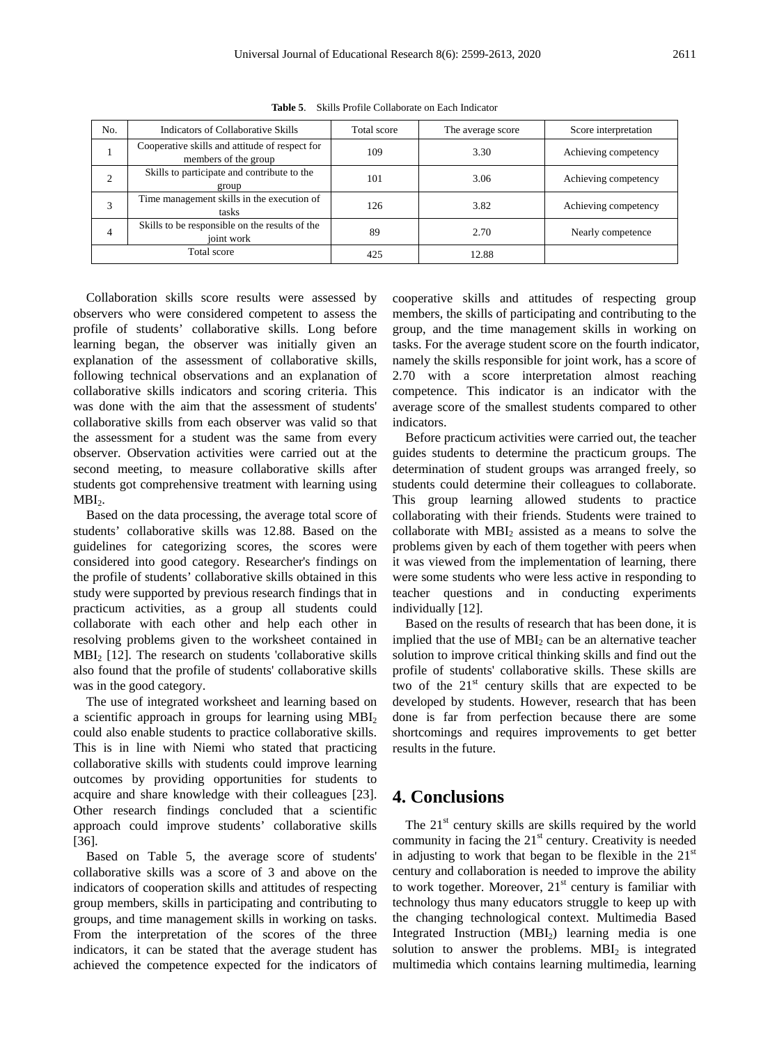**Table 5**. Skills Profile Collaborate on Each Indicator

| No. | Indicators of Collaborative Skills | Total score | The average score | Score interpretation |
|---|---|---|---|---|
| 1 | Cooperative skills and attitude of respect for members of the group | 109 | 3.30 | Achieving competency |
| 2 | Skills to participate and contribute to the group | 101 | 3.06 | Achieving competency |
| 3 | Time management skills in the execution of tasks | 126 | 3.82 | Achieving competency |
| 4 | Skills to be responsible on the results of the joint work | 89 | 2.70 | Nearly competence |
| Total score | | 425 | 12.88 | |

Collaboration skills score results were assessed by observers who were considered competent to assess the profile of students' collaborative skills. Long before learning began, the observer was initially given an explanation of the assessment of collaborative skills, following technical observations and an explanation of collaborative skills indicators and scoring criteria. This was done with the aim that the assessment of students' collaborative skills from each observer was valid so that the assessment for a student was the same from every observer. Observation activities were carried out at the second meeting, to measure collaborative skills after students got comprehensive treatment with learning using $MBI_2$.

Based on the data processing, the average total score of students' collaborative skills was 12.88. Based on the guidelines for categorizing scores, the scores were considered into good category. Researcher's findings on the profile of students' collaborative skills obtained in this study were supported by previous research findings that in practicum activities, as a group all students could collaborate with each other and help each other in resolving problems given to the worksheet contained in $MBI_2$ [12]. The research on students 'collaborative skills also found that the profile of students' collaborative skills was in the good category.

The use of integrated worksheet and learning based on a scientific approach in groups for learning using $MBI_2$ could also enable students to practice collaborative skills. This is in line with Niemi who stated that practicing collaborative skills with students could improve learning outcomes by providing opportunities for students to acquire and share knowledge with their colleagues [23]. Other research findings concluded that a scientific approach could improve students' collaborative skills [36].

Based on Table 5, the average score of students' collaborative skills was a score of 3 and above on the indicators of cooperation skills and attitudes of respecting group members, skills in participating and contributing to groups, and time management skills in working on tasks. From the interpretation of the scores of the three indicators, it can be stated that the average student has achieved the competence expected for the indicators of cooperative skills and attitudes of respecting group members, the skills of participating and contributing to the group, and the time management skills in working on tasks. For the average student score on the fourth indicator, namely the skills responsible for joint work, has a score of 2.70 with a score interpretation almost reaching competence. This indicator is an indicator with the average score of the smallest students compared to other indicators.

Before practicum activities were carried out, the teacher guides students to determine the practicum groups. The determination of student groups was arranged freely, so students could determine their colleagues to collaborate. This group learning allowed students to practice collaborating with their friends. Students were trained to collaborate with $MBI_2$ assisted as a means to solve the problems given by each of them together with peers when it was viewed from the implementation of learning, there were some students who were less active in responding to teacher questions and in conducting experiments individually [12].

Based on the results of research that has been done, it is implied that the use of $MBI_2$ can be an alternative teacher solution to improve critical thinking skills and find out the profile of students' collaborative skills. These skills are two of the $21^{st}$ century skills that are expected to be developed by students. However, research that has been done is far from perfection because there are some shortcomings and requires improvements to get better results in the future.

## 4. Conclusions

The $21^{st}$ century skills are skills required by the world community in facing the $21^{st}$ century. Creativity is needed in adjusting to work that began to be flexible in the $21^{st}$ century and collaboration is needed to improve the ability to work together. Moreover, $21^{st}$ century is familiar with technology thus many educators struggle to keep up with the changing technological context. Multimedia Based Integrated Instruction ($MBI_2$) learning media is one solution to answer the problems. $MBI_2$ is integrated multimedia which contains learning multimedia, learning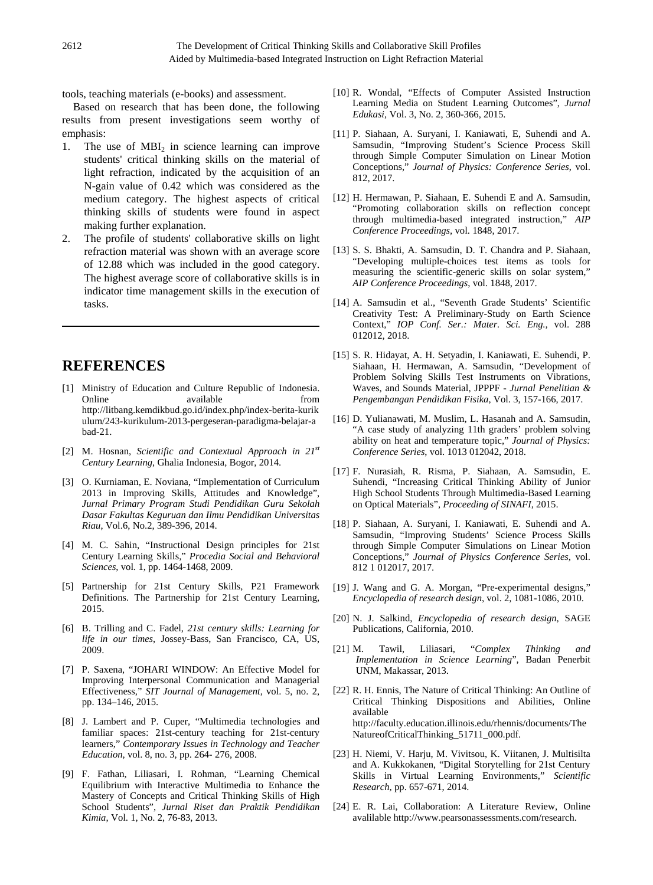tools, teaching materials (e-books) and assessment.

Based on research that has been done, the following results from present investigations seem worthy of emphasis:

1. The use of $MBI_2$ in science learning can improve students' critical thinking skills on the material of light refraction, indicated by the acquisition of an N-gain value of 0.42 which was considered as the medium category. The highest aspects of critical thinking skills of students were found in aspect making further explanation.
2. The profile of students' collaborative skills on light refraction material was shown with an average score of 12.88 which was included in the good category. The highest average score of collaborative skills is in indicator time management skills in the execution of tasks.

# REFERENCES

[1] Ministry of Education and Culture Republic of Indonesia. Online available from http://litbang.kemdikbud.go.id/index.php/index-berita-kurikulum/243-kurikulum-2013-pergeseran-paradigma-belajar-abad-21.

[2] M. Hosnan, *Scientific and Contextual Approach in 21st Century Learning*, Ghalia Indonesia, Bogor, 2014.

[3] O. Kurniaman, E. Noviana, "Implementation of Curriculum 2013 in Improving Skills, Attitudes and Knowledge", *Jurnal Primary Program Studi Pendidikan Guru Sekolah Dasar Fakultas Keguruan dan Ilmu Pendidikan Universitas Riau*, Vol.6, No.2, 389-396, 2014.

[4] M. C. Sahin, "Instructional Design principles for 21st Century Learning Skills," *Procedia Social and Behavioral Sciences*, vol. 1, pp. 1464-1468, 2009.

[5] Partnership for 21st Century Skills, P21 Framework Definitions. The Partnership for 21st Century Learning, 2015.

[6] B. Trilling and C. Fadel, *21st century skills: Learning for life in our times*, Jossey-Bass, San Francisco, CA, US, 2009.

[7] P. Saxena, "JOHARI WINDOW: An Effective Model for Improving Interpersonal Communication and Managerial Effectiveness," *SIT Journal of Management*, vol. 5, no. 2, pp. 134–146, 2015.

[8] J. Lambert and P. Cuper, "Multimedia technologies and familiar spaces: 21st-century teaching for 21st-century learners," *Contemporary Issues in Technology and Teacher Education*, vol. 8, no. 3, pp. 264- 276, 2008.

[9] F. Fathan, Liliasari, I. Rohman, "Learning Chemical Equilibrium with Interactive Multimedia to Enhance the Mastery of Concepts and Critical Thinking Skills of High School Students", *Jurnal Riset dan Praktik Pendidikan Kimia*, Vol. 1, No. 2, 76-83, 2013.

[10] R. Wondal, "Effects of Computer Assisted Instruction Learning Media on Student Learning Outcomes", *Jurnal Edukasi*, Vol. 3, No. 2, 360-366, 2015.

[11] P. Siahaan, A. Suryani, I. Kaniawati, E, Suhendi and A. Samsudin, "Improving Student's Science Process Skill through Simple Computer Simulation on Linear Motion Conceptions," *Journal of Physics: Conference Series*, vol. 812, 2017.

[12] H. Hermawan, P. Siahaan, E. Suhendi E and A. Samsudin, "Promoting collaboration skills on reflection concept through multimedia-based integrated instruction," *AIP Conference Proceedings*, vol. 1848, 2017.

[13] S. S. Bhakti, A. Samsudin, D. T. Chandra and P. Siahaan, "Developing multiple-choices test items as tools for measuring the scientific-generic skills on solar system," *AIP Conference Proceedings*, vol. 1848, 2017.

[14] A. Samsudin et al., "Seventh Grade Students' Scientific Creativity Test: A Preliminary-Study on Earth Science Context," *IOP Conf. Ser.: Mater. Sci. Eng.*, vol. 288 012012, 2018.

[15] S. R. Hidayat, A. H. Setyadin, I. Kaniawati, E. Suhendi, P. Siahaan, H. Hermawan, A. Samsudin, "Development of Problem Solving Skills Test Instruments on Vibrations, Waves, and Sounds Material, JPPPF - *Jurnal Penelitian & Pengembangan Pendidikan Fisika*, Vol. 3, 157-166, 2017.

[16] D. Yulianawati, M. Muslim, L. Hasanah and A. Samsudin, "A case study of analyzing 11th graders' problem solving ability on heat and temperature topic," *Journal of Physics: Conference Series*, vol. 1013 012042, 2018.

[17] F. Nurasiah, R. Risma, P. Siahaan, A. Samsudin, E. Suhendi, "Increasing Critical Thinking Ability of Junior High School Students Through Multimedia-Based Learning on Optical Materials", *Proceeding of SINAFI*, 2015.

[18] P. Siahaan, A. Suryani, I. Kaniawati, E. Suhendi and A. Samsudin, "Improving Students' Science Process Skills through Simple Computer Simulations on Linear Motion Conceptions," *Journal of Physics Conference Series*, vol. 812 1 012017, 2017.

[19] J. Wang and G. A. Morgan, "Pre-experimental designs," *Encyclopedia of research design*, vol. 2, 1081-1086, 2010.

[20] N. J. Salkind, *Encyclopedia of research design*, SAGE Publications, California, 2010.

[21] M. Tawil, Liliasari, "*Complex Thinking and Implementation in Science Learning*", Badan Penerbit UNM, Makassar, 2013.

[22] R. H. Ennis, The Nature of Critical Thinking: An Outline of Critical Thinking Dispositions and Abilities, Online available http://faculty.education.illinois.edu/rhennis/documents/TheNatureofCriticalThinking_51711_000.pdf.

[23] H. Niemi, V. Harju, M. Vivitsou, K. Viitanen, J. Multisilta and A. Kukkokanen, "Digital Storytelling for 21st Century Skills in Virtual Learning Environments," *Scientific Research*, pp. 657-671, 2014.

[24] E. R. Lai, Collaboration: A Literature Review, Online avalilable http://www.pearsonassessments.com/research.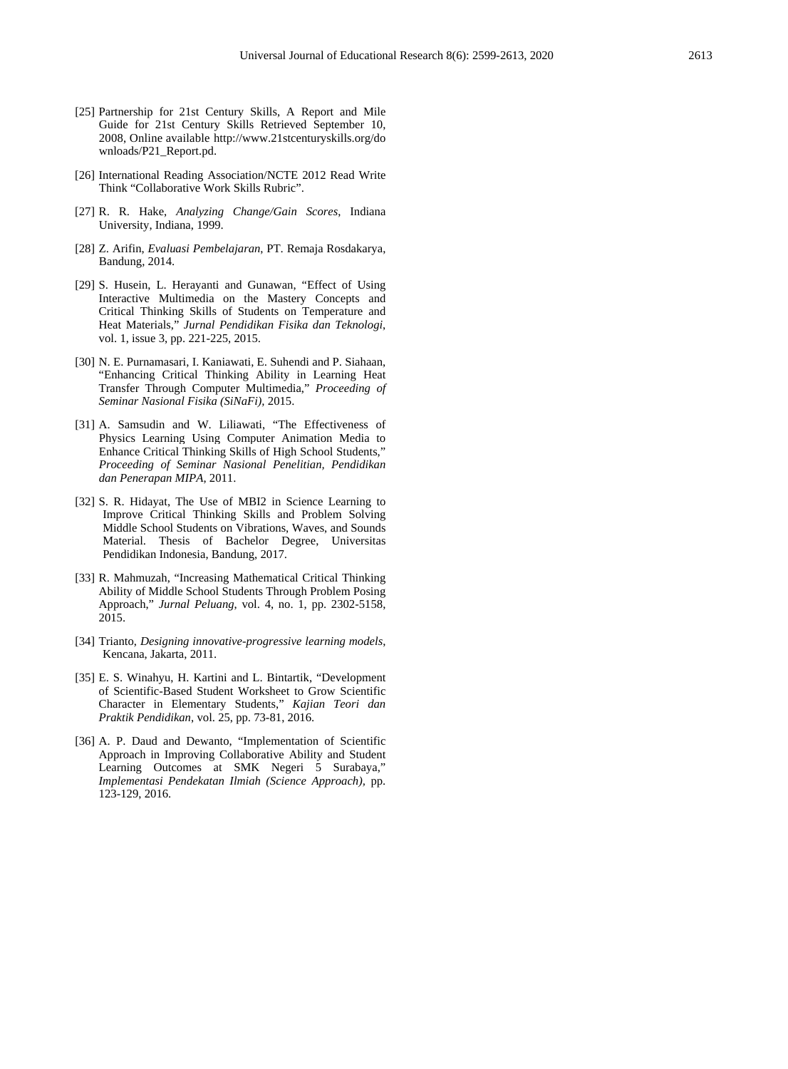[25] Partnership for 21st Century Skills, A Report and Mile Guide for 21st Century Skills Retrieved September 10, 2008, Online available http://www.21stcenturyskills.org/downloads/P21_Report.pd.

[26] International Reading Association/NCTE 2012 Read Write Think "Collaborative Work Skills Rubric".

[27] R. R. Hake, *Analyzing Change/Gain Scores*, Indiana University, Indiana, 1999.

[28] Z. Arifin, *Evaluasi Pembelajaran*, PT. Remaja Rosdakarya, Bandung, 2014.

[29] S. Husein, L. Herayanti and Gunawan, "Effect of Using Interactive Multimedia on the Mastery Concepts and Critical Thinking Skills of Students on Temperature and Heat Materials," *Jurnal Pendidikan Fisika dan Teknologi*, vol. 1, issue 3, pp. 221-225, 2015.

[30] N. E. Purnamasari, I. Kaniawati, E. Suhendi and P. Siahaan, "Enhancing Critical Thinking Ability in Learning Heat Transfer Through Computer Multimedia," *Proceeding of Seminar Nasional Fisika (SiNaFi)*, 2015.

[31] A. Samsudin and W. Liliawati, "The Effectiveness of Physics Learning Using Computer Animation Media to Enhance Critical Thinking Skills of High School Students," *Proceeding of Seminar Nasional Penelitian, Pendidikan dan Penerapan MIPA*, 2011.

[32] S. R. Hidayat, The Use of MBI2 in Science Learning to Improve Critical Thinking Skills and Problem Solving Middle School Students on Vibrations, Waves, and Sounds Material. Thesis of Bachelor Degree, Universitas Pendidikan Indonesia, Bandung, 2017.

[33] R. Mahmuzah, "Increasing Mathematical Critical Thinking Ability of Middle School Students Through Problem Posing Approach," *Jurnal Peluang*, vol. 4, no. 1, pp. 2302-5158, 2015.

[34] Trianto, *Designing innovative-progressive learning models*, Kencana, Jakarta, 2011.

[35] E. S. Winahyu, H. Kartini and L. Bintartik, "Development of Scientific-Based Student Worksheet to Grow Scientific Character in Elementary Students," *Kajian Teori dan Praktik Pendidikan*, vol. 25, pp. 73-81, 2016.

[36] A. P. Daud and Dewanto, "Implementation of Scientific Approach in Improving Collaborative Ability and Student Learning Outcomes at SMK Negeri 5 Surabaya," *Implementasi Pendekatan Ilmiah (Science Approach)*, pp. 123-129, 2016.